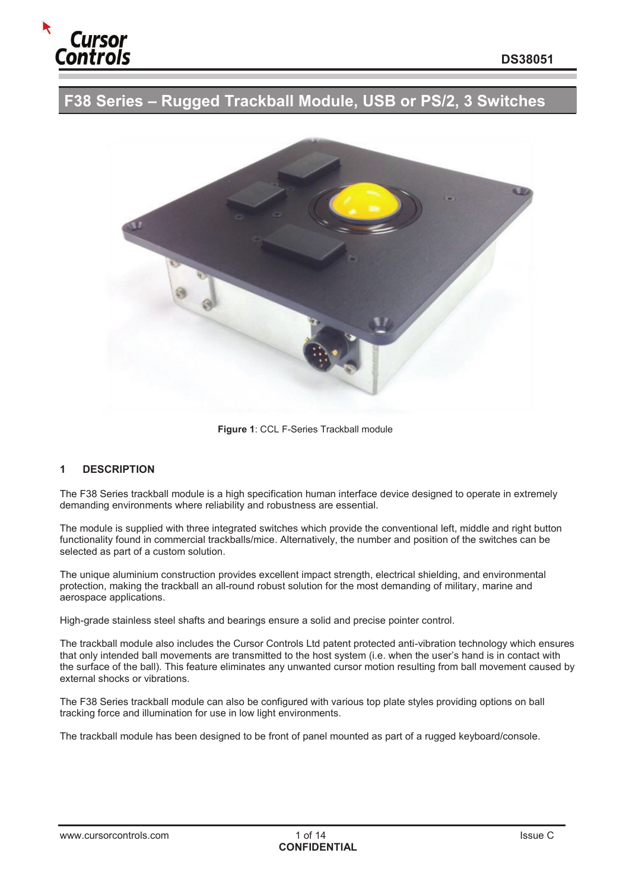# F38 Series – Rugged Trackball Module, USB or PS/2, 3 Switches

**Figure 1**: CCL F-Series Trackball module

## 1 DESCRIPTION

The F38 Series trackball module is a high specification human interface device designed to operate in extremely demanding environments where reliability and robustness are essential.

The module is supplied with three integrated switches which provide the conventional left, middle and right button functionality found in commercial trackballs/mice. Alternatively, the number and position of the switches can be selected as part of a custom solution.

The unique aluminium construction provides excellent impact strength, electrical shielding, and environmental protection, making the trackball an all-round robust solution for the most demanding of military, marine and aerospace applications.

High-grade stainless steel shafts and bearings ensure a solid and precise pointer control.

The trackball module also includes the Cursor Controls Ltd patent protected anti-vibration technology which ensures that only intended ball movements are transmitted to the host system (i.e. when the user's hand is in contact with the surface of the ball). This feature eliminates any unwanted cursor motion resulting from ball movement caused by external shocks or vibrations.

The F38 Series trackball module can also be configured with various top plate styles providing options on ball tracking force and illumination for use in low light environments.

The trackball module has been designed to be front of panel mounted as part of a rugged keyboard/console.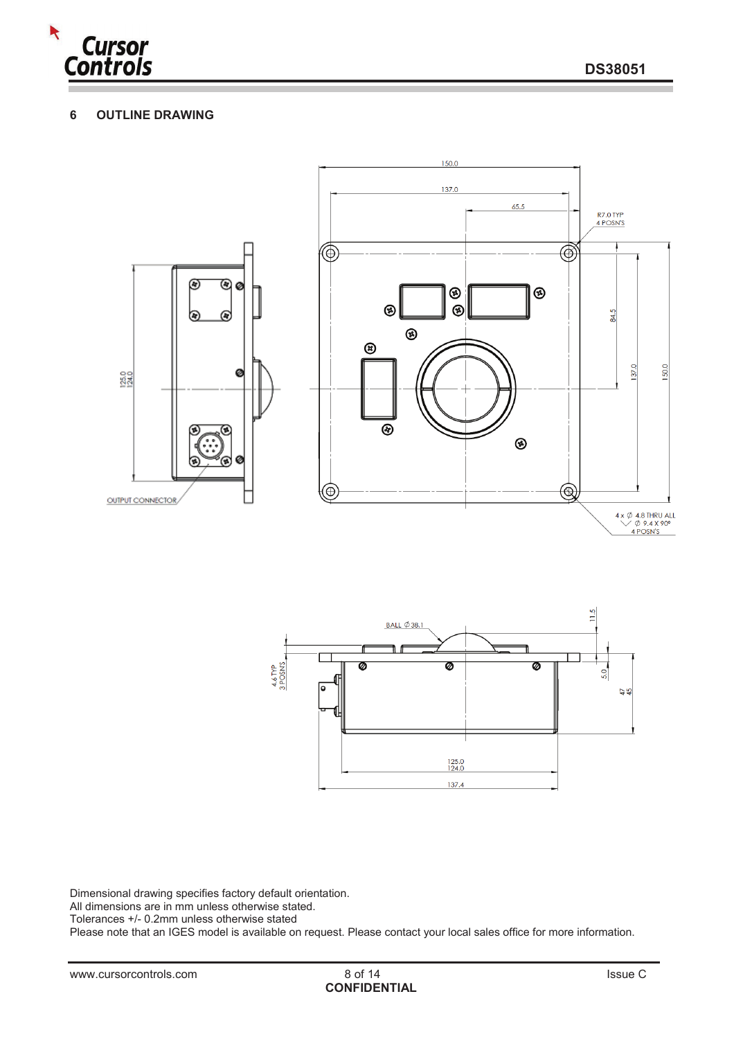## 6 OUTLINE DRAWING

Dimensional drawing specifies factory default orientation.
All dimensions are in mm unless otherwise stated.
Tolerances +/- 0.2mm unless otherwise stated
Please note that an IGES model is available on request. Please contact your local sales office for more information.

**CONFIDENTIAL**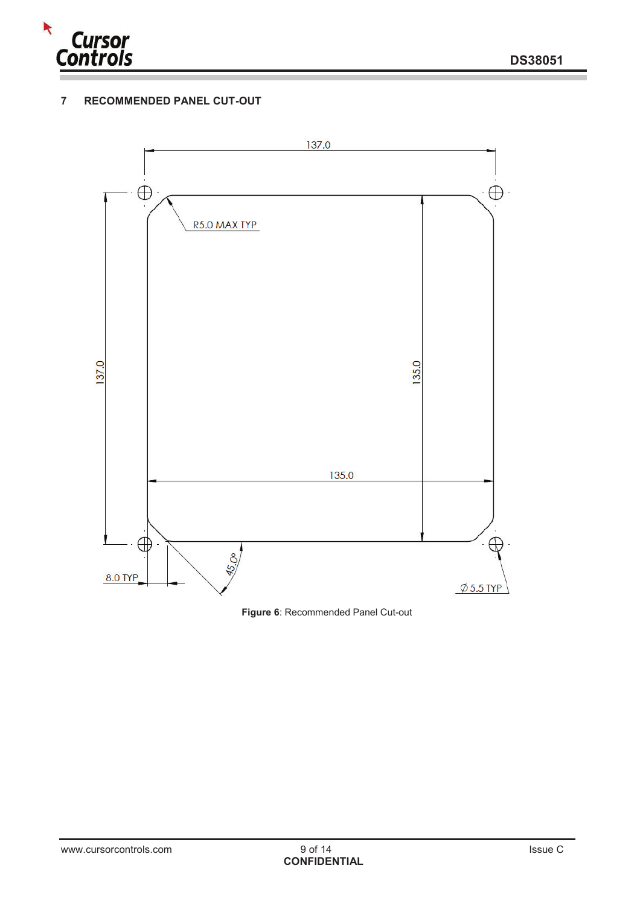## 7 RECOMMENDED PANEL CUT-OUT

137.0

R5.0 MAX TYP

137.0

135.0

135.0

8.0 TYP

45.0°

∅ 5.5 TYP

**Figure 6**: Recommended Panel Cut-out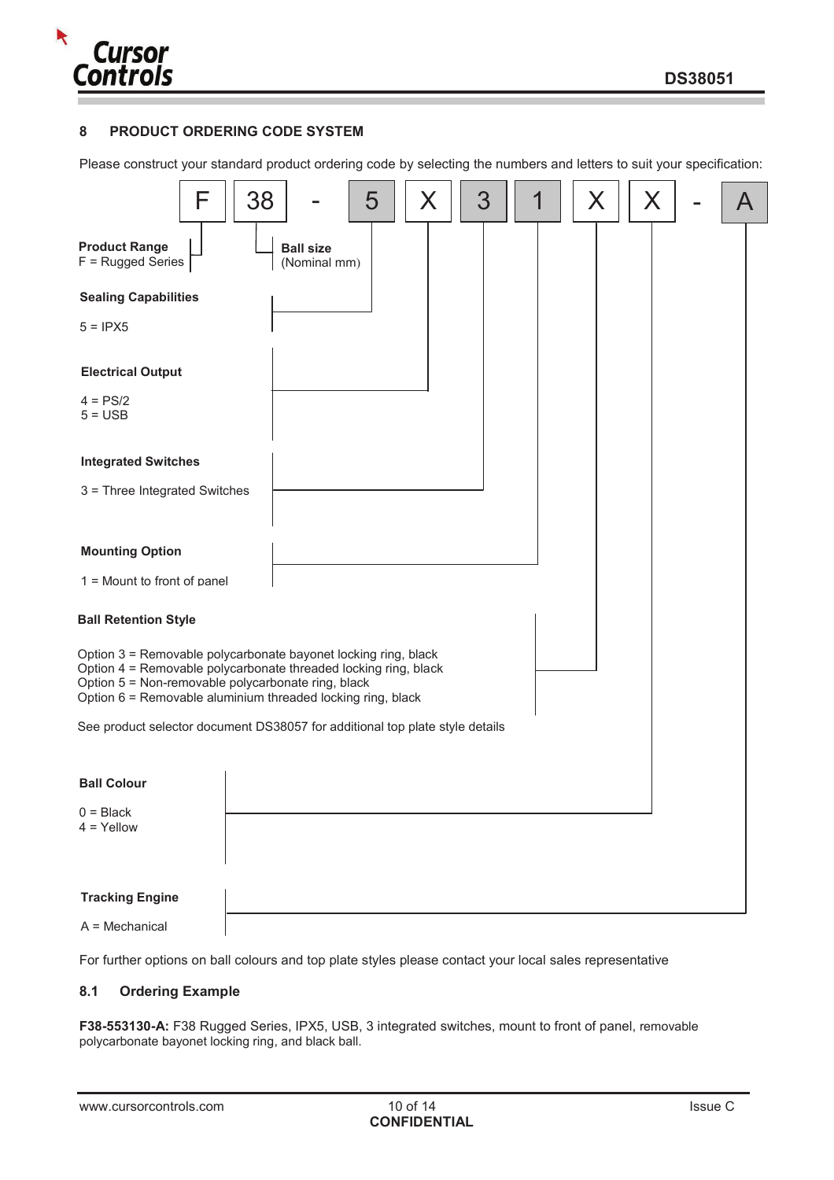## 8 PRODUCT ORDERING CODE SYSTEM

Please construct your standard product ordering code by selecting the numbers and letters to suit your specification:

F 38 - 5 X 3 1 X X - A

**Product Range**
F = Rugged Series

**Ball size**
(Nominal mm)

**Sealing Capabilities**

5 = IPX5

**Electrical Output**

4 = PS/2
5 = USB

**Integrated Switches**

3 = Three Integrated Switches

**Mounting Option**

1 = Mount to front of panel

**Ball Retention Style**

Option 3 = Removable polycarbonate bayonet locking ring, black
Option 4 = Removable polycarbonate threaded locking ring, black
Option 5 = Non-removable polycarbonate ring, black
Option 6 = Removable aluminium threaded locking ring, black

See product selector document DS38057 for additional top plate style details

**Ball Colour**

0 = Black
4 = Yellow

**Tracking Engine**

A = Mechanical

For further options on ball colours and top plate styles please contact your local sales representative

### 8.1 Ordering Example

**F38-553130-A:** F38 Rugged Series, IPX5, USB, 3 integrated switches, mount to front of panel, removable polycarbonate bayonet locking ring, and black ball.